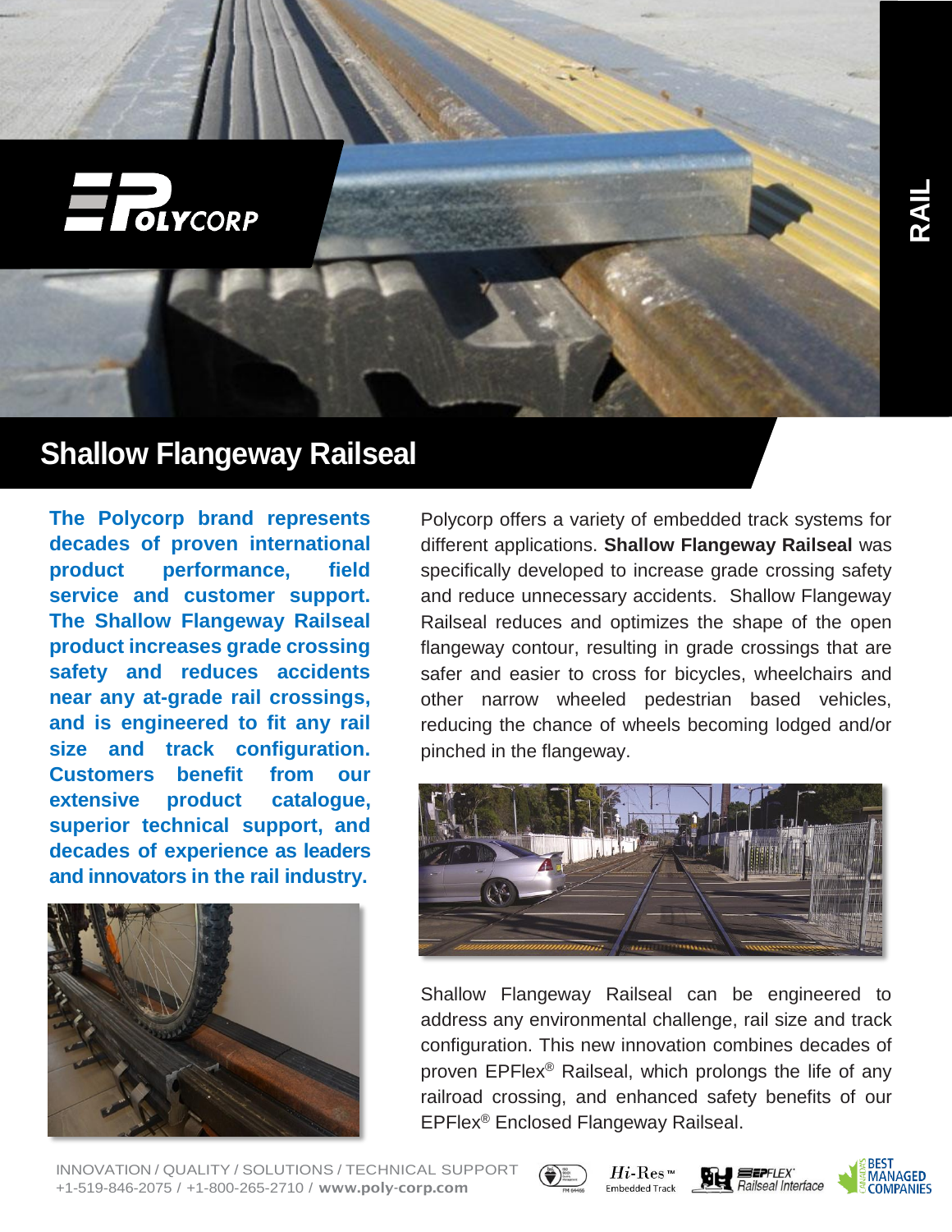# Shallow Flangeway Railseal

**The Polycorp brand represents decades of proven international product performance, field service and customer support. The Shallow Flangeway Railseal product increases grade crossing safety and reduces accidents near any at-grade rail crossings, and is engineered to fit any rail size and track configuration. Customers benefit from our extensive product catalogue, superior technical support, and decades of experience as leaders and innovators in the rail industry.**

Polycorp offers a variety of embedded track systems for different applications. **Shallow Flangeway Railseal** was specifically developed to increase grade crossing safety and reduce unnecessary accidents. Shallow Flangeway Railseal reduces and optimizes the shape of the open flangeway contour, resulting in grade crossings that are safer and easier to cross for bicycles, wheelchairs and other narrow wheeled pedestrian based vehicles, reducing the chance of wheels becoming lodged and/or pinched in the flangeway.

Shallow Flangeway Railseal can be engineered to address any environmental challenge, rail size and track configuration. This new innovation combines decades of proven EPFlex® Railseal, which prolongs the life of any railroad crossing, and enhanced safety benefits of our EPFlex® Enclosed Flangeway Railseal.

INNOVATION / QUALITY / SOLUTIONS / TECHNICAL SUPPORT
+1-519-846-2075 / +1-800-265-2710 / **www.poly-corp.com**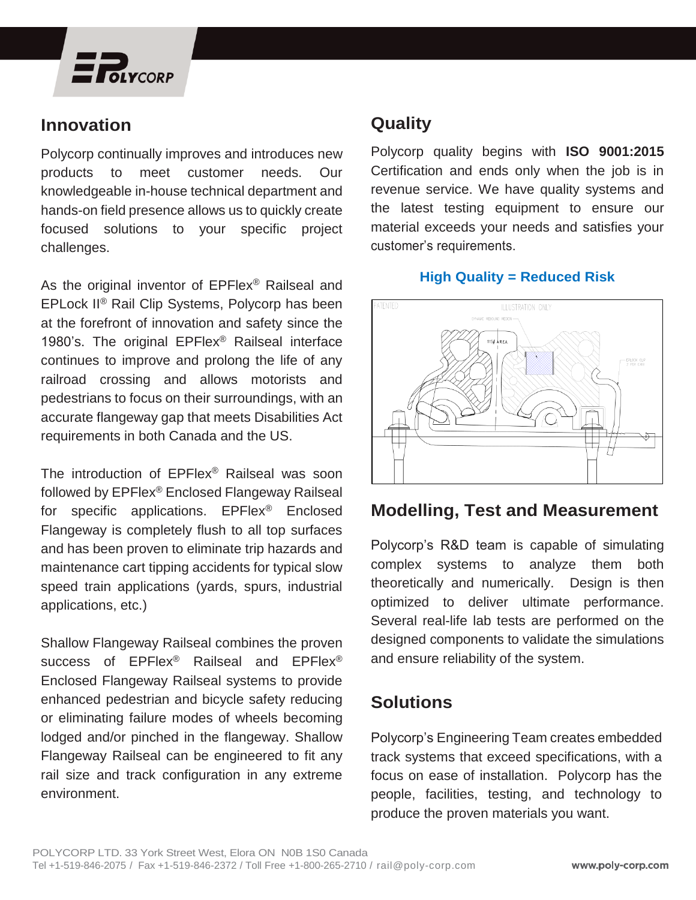## Innovation

Polycorp continually improves and introduces new products to meet customer needs. Our knowledgeable in-house technical department and hands-on field presence allows us to quickly create focused solutions to your specific project challenges.

As the original inventor of EPFlex® Railseal and EPLock II® Rail Clip Systems, Polycorp has been at the forefront of innovation and safety since the 1980's. The original EPFlex® Railseal interface continues to improve and prolong the life of any railroad crossing and allows motorists and pedestrians to focus on their surroundings, with an accurate flangeway gap that meets Disabilities Act requirements in both Canada and the US.

The introduction of EPFlex® Railseal was soon followed by EPFlex® Enclosed Flangeway Railseal for specific applications. EPFlex® Enclosed Flangeway is completely flush to all top surfaces and has been proven to eliminate trip hazards and maintenance cart tipping accidents for typical slow speed train applications (yards, spurs, industrial applications, etc.)

Shallow Flangeway Railseal combines the proven success of EPFlex® Railseal and EPFlex® Enclosed Flangeway Railseal systems to provide enhanced pedestrian and bicycle safety reducing or eliminating failure modes of wheels becoming lodged and/or pinched in the flangeway. Shallow Flangeway Railseal can be engineered to fit any rail size and track configuration in any extreme environment.

## Quality

Polycorp quality begins with **ISO 9001:2015** Certification and ends only when the job is in revenue service. We have quality systems and the latest testing equipment to ensure our material exceeds your needs and satisfies your customer's requirements.

**High Quality = Reduced Risk**

## Modelling, Test and Measurement

Polycorp's R&D team is capable of simulating complex systems to analyze them both theoretically and numerically. Design is then optimized to deliver ultimate performance. Several real-life lab tests are performed on the designed components to validate the simulations and ensure reliability of the system.

## Solutions

Polycorp's Engineering Team creates embedded track systems that exceed specifications, with a focus on ease of installation. Polycorp has the people, facilities, testing, and technology to produce the proven materials you want.

POLYCORP LTD. 33 York Street West, Elora ON N0B 1S0 Canada
Tel +1-519-846-2075 / Fax +1-519-846-2372 / Toll Free +1-800-265-2710 / rail@poly-corp.com

www.poly-corp.com